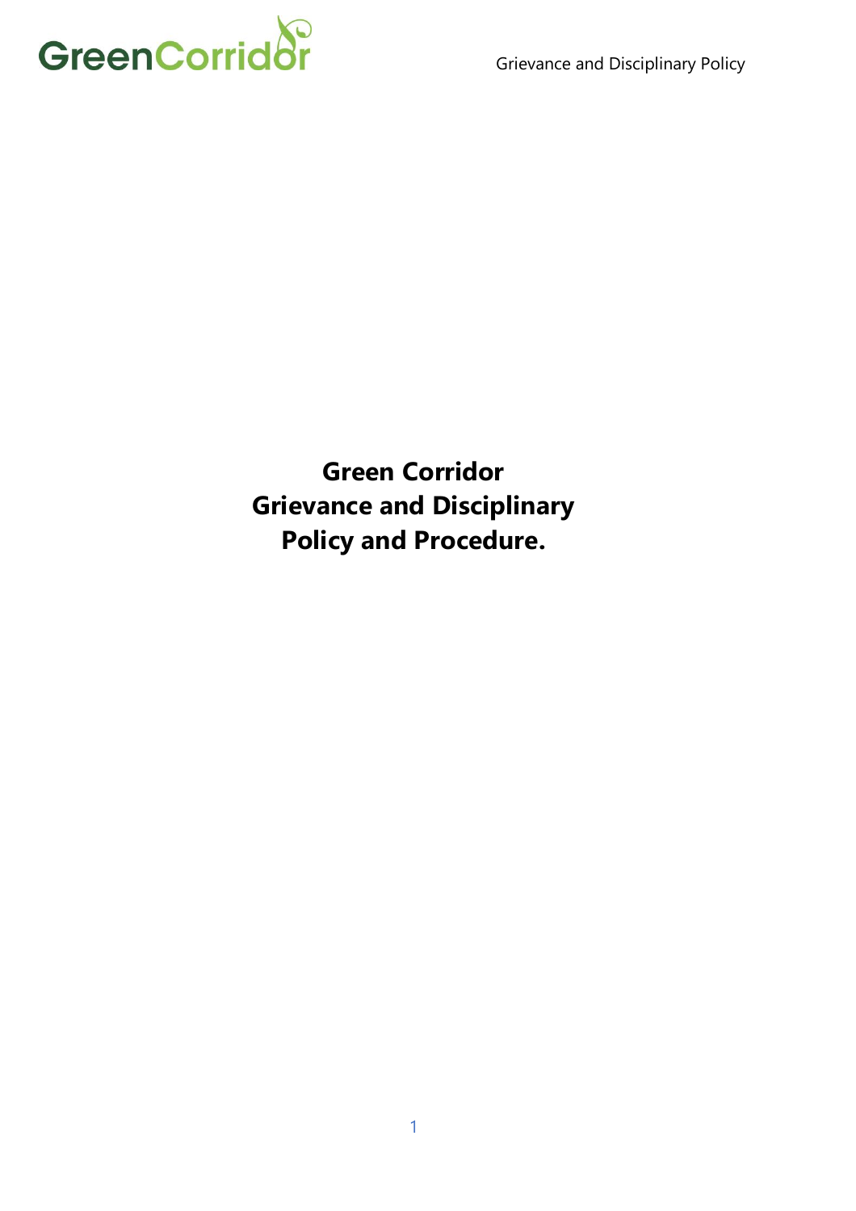# Green Corridor Grievance and Disciplinary Policy and Procedure.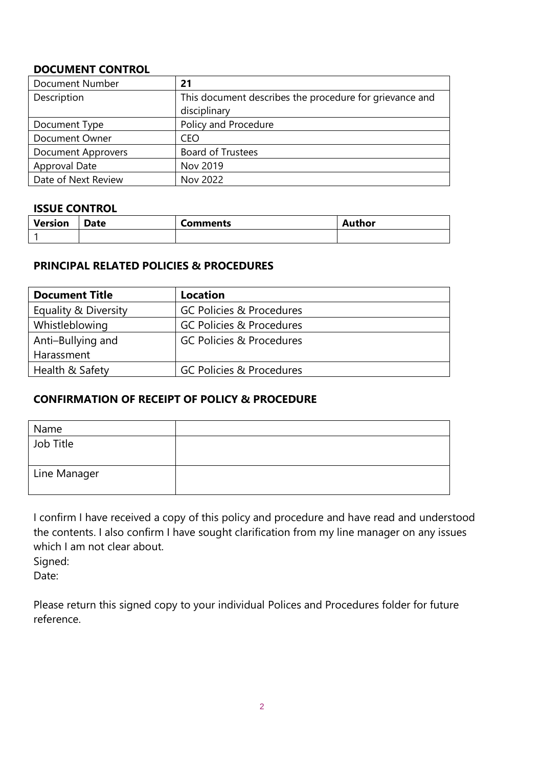## DOCUMENT CONTROL

| Document Number | **21** |
|---|---|
| Description | This document describes the procedure for grievance and disciplinary |
| Document Type | Policy and Procedure |
| Document Owner | CEO |
| Document Approvers | Board of Trustees |
| Approval Date | Nov 2019 |
| Date of Next Review | Nov 2022 |

## ISSUE CONTROL

| Version | Date | Comments | Author |
|---|---|---|---|
| 1 | | | |

## PRINCIPAL RELATED POLICIES & PROCEDURES

| Document Title | Location |
|---|---|
| Equality & Diversity | GC Policies & Procedures |
| Whistleblowing | GC Policies & Procedures |
| Anti–Bullying and Harassment | GC Policies & Procedures |
| Health & Safety | GC Policies & Procedures |

## CONFIRMATION OF RECEIPT OF POLICY & PROCEDURE

| Name | |
|---|---|
| Job Title | |
| Line Manager | |

I confirm I have received a copy of this policy and procedure and have read and understood the contents. I also confirm I have sought clarification from my line manager on any issues which I am not clear about.

Signed:

Date:

Please return this signed copy to your individual Polices and Procedures folder for future reference.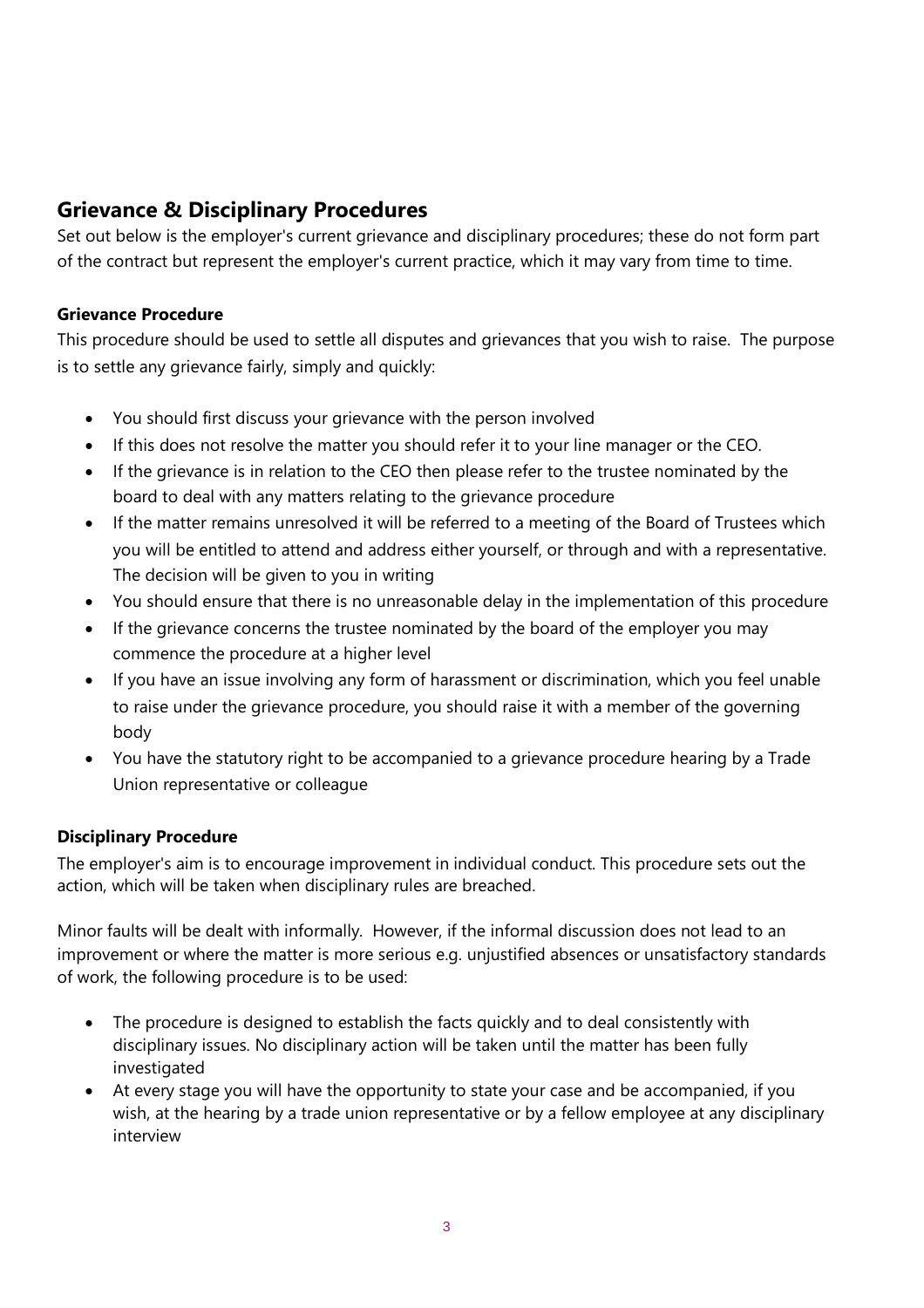## Grievance & Disciplinary Procedures

Set out below is the employer's current grievance and disciplinary procedures; these do not form part of the contract but represent the employer's current practice, which it may vary from time to time.

### Grievance Procedure

This procedure should be used to settle all disputes and grievances that you wish to raise. The purpose is to settle any grievance fairly, simply and quickly:

- You should first discuss your grievance with the person involved
- If this does not resolve the matter you should refer it to your line manager or the CEO.
- If the grievance is in relation to the CEO then please refer to the trustee nominated by the board to deal with any matters relating to the grievance procedure
- If the matter remains unresolved it will be referred to a meeting of the Board of Trustees which you will be entitled to attend and address either yourself, or through and with a representative. The decision will be given to you in writing
- You should ensure that there is no unreasonable delay in the implementation of this procedure
- If the grievance concerns the trustee nominated by the board of the employer you may commence the procedure at a higher level
- If you have an issue involving any form of harassment or discrimination, which you feel unable to raise under the grievance procedure, you should raise it with a member of the governing body
- You have the statutory right to be accompanied to a grievance procedure hearing by a Trade Union representative or colleague

### Disciplinary Procedure

The employer's aim is to encourage improvement in individual conduct. This procedure sets out the action, which will be taken when disciplinary rules are breached.

Minor faults will be dealt with informally. However, if the informal discussion does not lead to an improvement or where the matter is more serious e.g. unjustified absences or unsatisfactory standards of work, the following procedure is to be used:

- The procedure is designed to establish the facts quickly and to deal consistently with disciplinary issues. No disciplinary action will be taken until the matter has been fully investigated
- At every stage you will have the opportunity to state your case and be accompanied, if you wish, at the hearing by a trade union representative or by a fellow employee at any disciplinary interview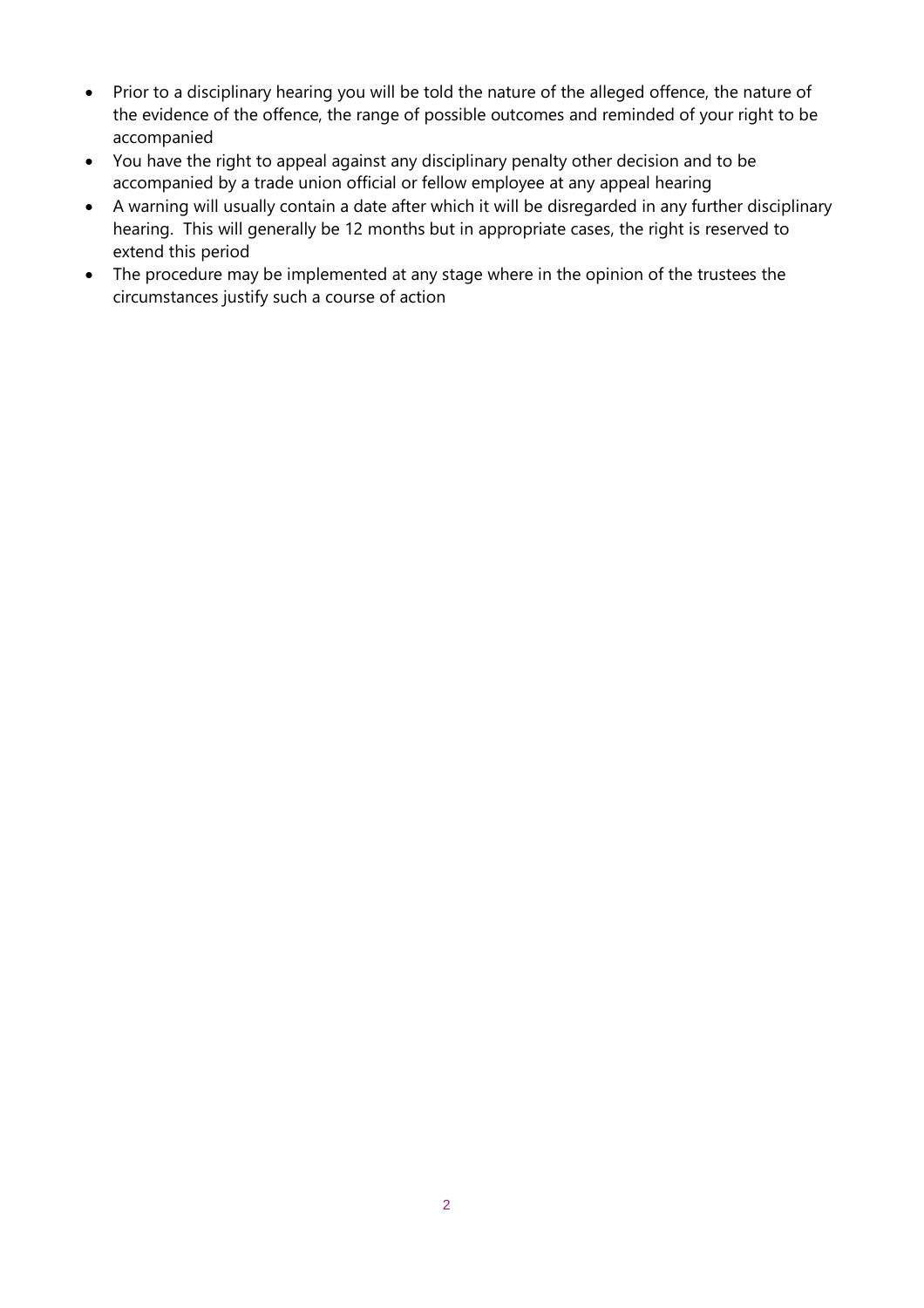- Prior to a disciplinary hearing you will be told the nature of the alleged offence, the nature of the evidence of the offence, the range of possible outcomes and reminded of your right to be accompanied
- You have the right to appeal against any disciplinary penalty other decision and to be accompanied by a trade union official or fellow employee at any appeal hearing
- A warning will usually contain a date after which it will be disregarded in any further disciplinary hearing. This will generally be 12 months but in appropriate cases, the right is reserved to extend this period
- The procedure may be implemented at any stage where in the opinion of the trustees the circumstances justify such a course of action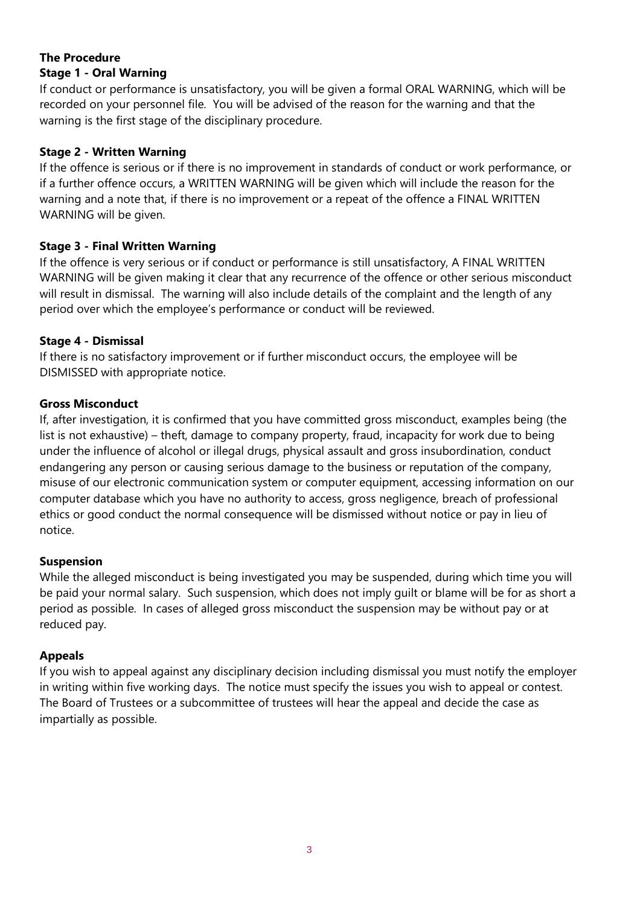**The Procedure**

**Stage 1 - Oral Warning**

If conduct or performance is unsatisfactory, you will be given a formal ORAL WARNING, which will be recorded on your personnel file. You will be advised of the reason for the warning and that the warning is the first stage of the disciplinary procedure.

**Stage 2 - Written Warning**

If the offence is serious or if there is no improvement in standards of conduct or work performance, or if a further offence occurs, a WRITTEN WARNING will be given which will include the reason for the warning and a note that, if there is no improvement or a repeat of the offence a FINAL WRITTEN WARNING will be given.

**Stage 3 - Final Written Warning**

If the offence is very serious or if conduct or performance is still unsatisfactory, A FINAL WRITTEN WARNING will be given making it clear that any recurrence of the offence or other serious misconduct will result in dismissal. The warning will also include details of the complaint and the length of any period over which the employee's performance or conduct will be reviewed.

**Stage 4 - Dismissal**

If there is no satisfactory improvement or if further misconduct occurs, the employee will be DISMISSED with appropriate notice.

**Gross Misconduct**

If, after investigation, it is confirmed that you have committed gross misconduct, examples being (the list is not exhaustive) – theft, damage to company property, fraud, incapacity for work due to being under the influence of alcohol or illegal drugs, physical assault and gross insubordination, conduct endangering any person or causing serious damage to the business or reputation of the company, misuse of our electronic communication system or computer equipment, accessing information on our computer database which you have no authority to access, gross negligence, breach of professional ethics or good conduct the normal consequence will be dismissed without notice or pay in lieu of notice.

**Suspension**

While the alleged misconduct is being investigated you may be suspended, during which time you will be paid your normal salary. Such suspension, which does not imply guilt or blame will be for as short a period as possible. In cases of alleged gross misconduct the suspension may be without pay or at reduced pay.

**Appeals**

If you wish to appeal against any disciplinary decision including dismissal you must notify the employer in writing within five working days. The notice must specify the issues you wish to appeal or contest. The Board of Trustees or a subcommittee of trustees will hear the appeal and decide the case as impartially as possible.